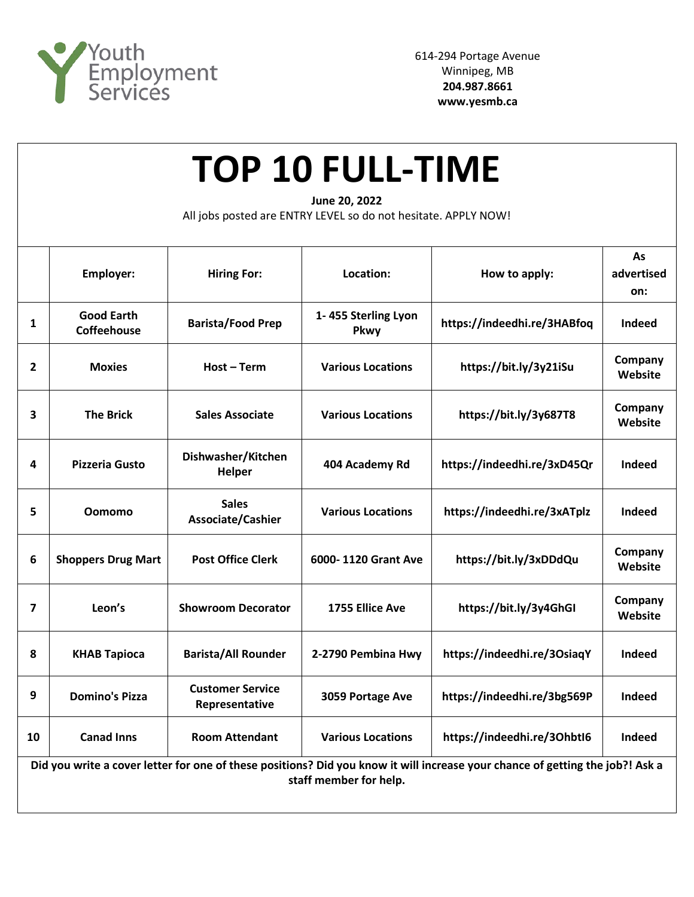Youth Employment Services

614-294 Portage Avenue
Winnipeg, MB
**204.987.8661**
**www.yesmb.ca**

# TOP 10 FULL-TIME

**June 20, 2022**

All jobs posted are ENTRY LEVEL so do not hesitate. APPLY NOW!

| | Employer: | Hiring For: | Location: | How to apply: | As advertised on: |
|---|---|---|---|---|---|
| 1 | Good Earth Coffeehouse | Barista/Food Prep | 1- 455 Sterling Lyon Pkwy | https://indeedhi.re/3HABfoq | Indeed |
| 2 | Moxies | Host – Term | Various Locations | https://bit.ly/3y21iSu | Company Website |
| 3 | The Brick | Sales Associate | Various Locations | https://bit.ly/3y687T8 | Company Website |
| 4 | Pizzeria Gusto | Dishwasher/Kitchen Helper | 404 Academy Rd | https://indeedhi.re/3xD45Qr | Indeed |
| 5 | Oomomo | Sales Associate/Cashier | Various Locations | https://indeedhi.re/3xATplz | Indeed |
| 6 | Shoppers Drug Mart | Post Office Clerk | 6000- 1120 Grant Ave | https://bit.ly/3xDDdQu | Company Website |
| 7 | Leon's | Showroom Decorator | 1755 Ellice Ave | https://bit.ly/3y4GhGI | Company Website |
| 8 | KHAB Tapioca | Barista/All Rounder | 2-2790 Pembina Hwy | https://indeedhi.re/3OsiaqY | Indeed |
| 9 | Domino's Pizza | Customer Service Representative | 3059 Portage Ave | https://indeedhi.re/3bg569P | Indeed |
| 10 | Canad Inns | Room Attendant | Various Locations | https://indeedhi.re/3OhbtI6 | Indeed |

**Did you write a cover letter for one of these positions? Did you know it will increase your chance of getting the job?! Ask a staff member for help.**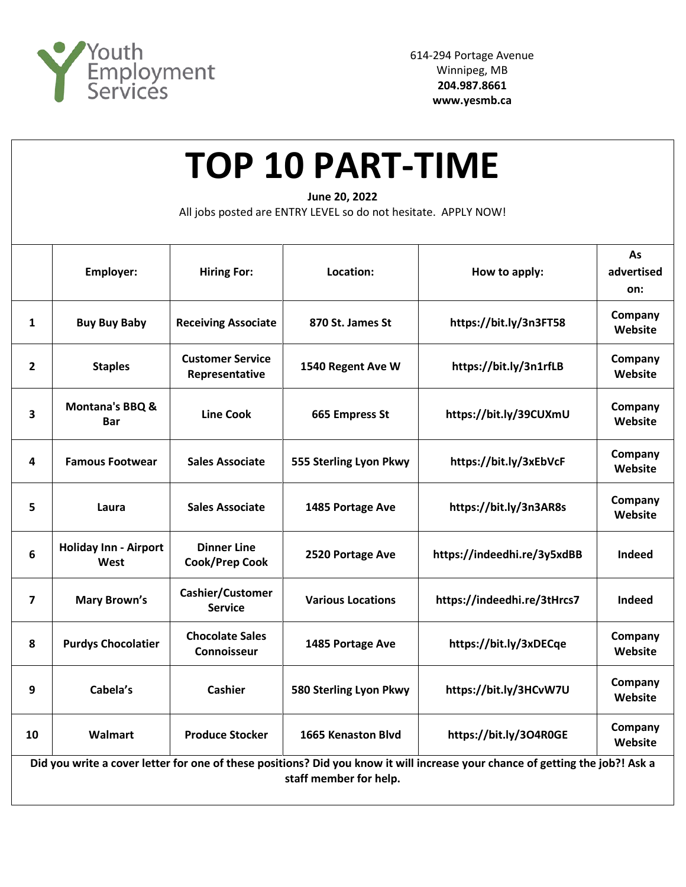Youth Employment Services

614-294 Portage Avenue
Winnipeg, MB
**204.987.8661**
**www.yesmb.ca**

# TOP 10 PART-TIME

**June 20, 2022**

All jobs posted are ENTRY LEVEL so do not hesitate. APPLY NOW!

| | Employer: | Hiring For: | Location: | How to apply: | As advertised on: |
|---|---|---|---|---|---|
| 1 | Buy Buy Baby | Receiving Associate | 870 St. James St | https://bit.ly/3n3FT58 | Company Website |
| 2 | Staples | Customer Service Representative | 1540 Regent Ave W | https://bit.ly/3n1rfLB | Company Website |
| 3 | Montana's BBQ & Bar | Line Cook | 665 Empress St | https://bit.ly/39CUXmU | Company Website |
| 4 | Famous Footwear | Sales Associate | 555 Sterling Lyon Pkwy | https://bit.ly/3xEbVcF | Company Website |
| 5 | Laura | Sales Associate | 1485 Portage Ave | https://bit.ly/3n3AR8s | Company Website |
| 6 | Holiday Inn - Airport West | Dinner Line Cook/Prep Cook | 2520 Portage Ave | https://indeedhi.re/3y5xdBB | Indeed |
| 7 | Mary Brown's | Cashier/Customer Service | Various Locations | https://indeedhi.re/3tHrcs7 | Indeed |
| 8 | Purdys Chocolatier | Chocolate Sales Connoisseur | 1485 Portage Ave | https://bit.ly/3xDECqe | Company Website |
| 9 | Cabela's | Cashier | 580 Sterling Lyon Pkwy | https://bit.ly/3HCvW7U | Company Website |
| 10 | Walmart | Produce Stocker | 1665 Kenaston Blvd | https://bit.ly/3O4R0GE | Company Website |

**Did you write a cover letter for one of these positions? Did you know it will increase your chance of getting the job?! Ask a staff member for help.**